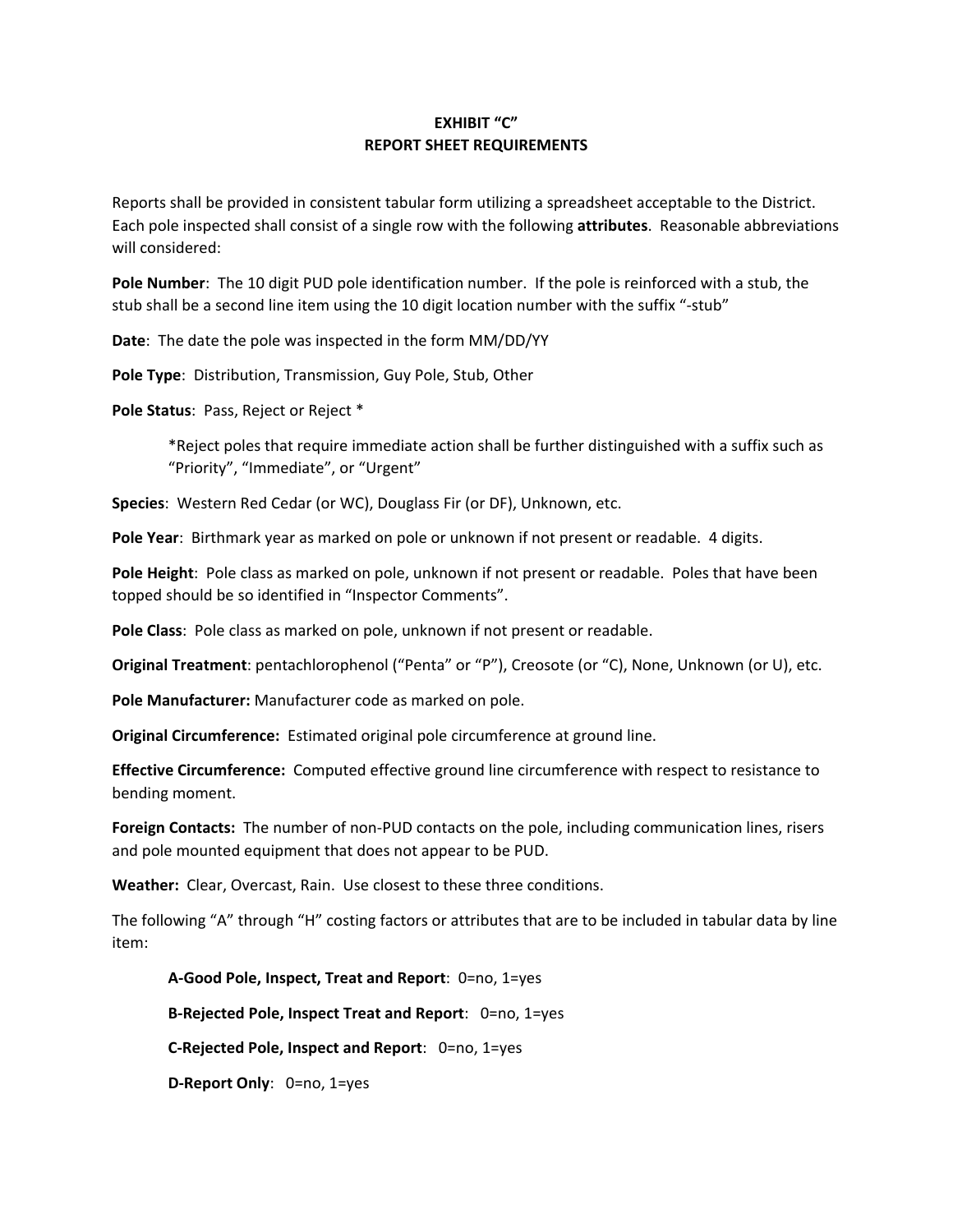**EXHIBIT "C"**
**REPORT SHEET REQUIREMENTS**

Reports shall be provided in consistent tabular form utilizing a spreadsheet acceptable to the District. Each pole inspected shall consist of a single row with the following **attributes**. Reasonable abbreviations will considered:

**Pole Number**: The 10 digit PUD pole identification number. If the pole is reinforced with a stub, the stub shall be a second line item using the 10 digit location number with the suffix "-stub"

**Date**: The date the pole was inspected in the form MM/DD/YY

**Pole Type**: Distribution, Transmission, Guy Pole, Stub, Other

**Pole Status**: Pass, Reject or Reject *

> *Reject poles that require immediate action shall be further distinguished with a suffix such as "Priority", "Immediate", or "Urgent"

**Species**: Western Red Cedar (or WC), Douglass Fir (or DF), Unknown, etc.

**Pole Year**: Birthmark year as marked on pole or unknown if not present or readable. 4 digits.

**Pole Height**: Pole class as marked on pole, unknown if not present or readable. Poles that have been topped should be so identified in "Inspector Comments".

**Pole Class**: Pole class as marked on pole, unknown if not present or readable.

**Original Treatment**: pentachlorophenol ("Penta" or "P"), Creosote (or "C), None, Unknown (or U), etc.

**Pole Manufacturer:** Manufacturer code as marked on pole.

**Original Circumference:** Estimated original pole circumference at ground line.

**Effective Circumference:** Computed effective ground line circumference with respect to resistance to bending moment.

**Foreign Contacts:** The number of non-PUD contacts on the pole, including communication lines, risers and pole mounted equipment that does not appear to be PUD.

**Weather:** Clear, Overcast, Rain. Use closest to these three conditions.

The following "A" through "H" costing factors or attributes that are to be included in tabular data by line item:

> **A-Good Pole, Inspect, Treat and Report**: 0=no, 1=yes
>
> **B-Rejected Pole, Inspect Treat and Report**: 0=no, 1=yes
>
> **C-Rejected Pole, Inspect and Report**: 0=no, 1=yes
>
> **D-Report Only**: 0=no, 1=yes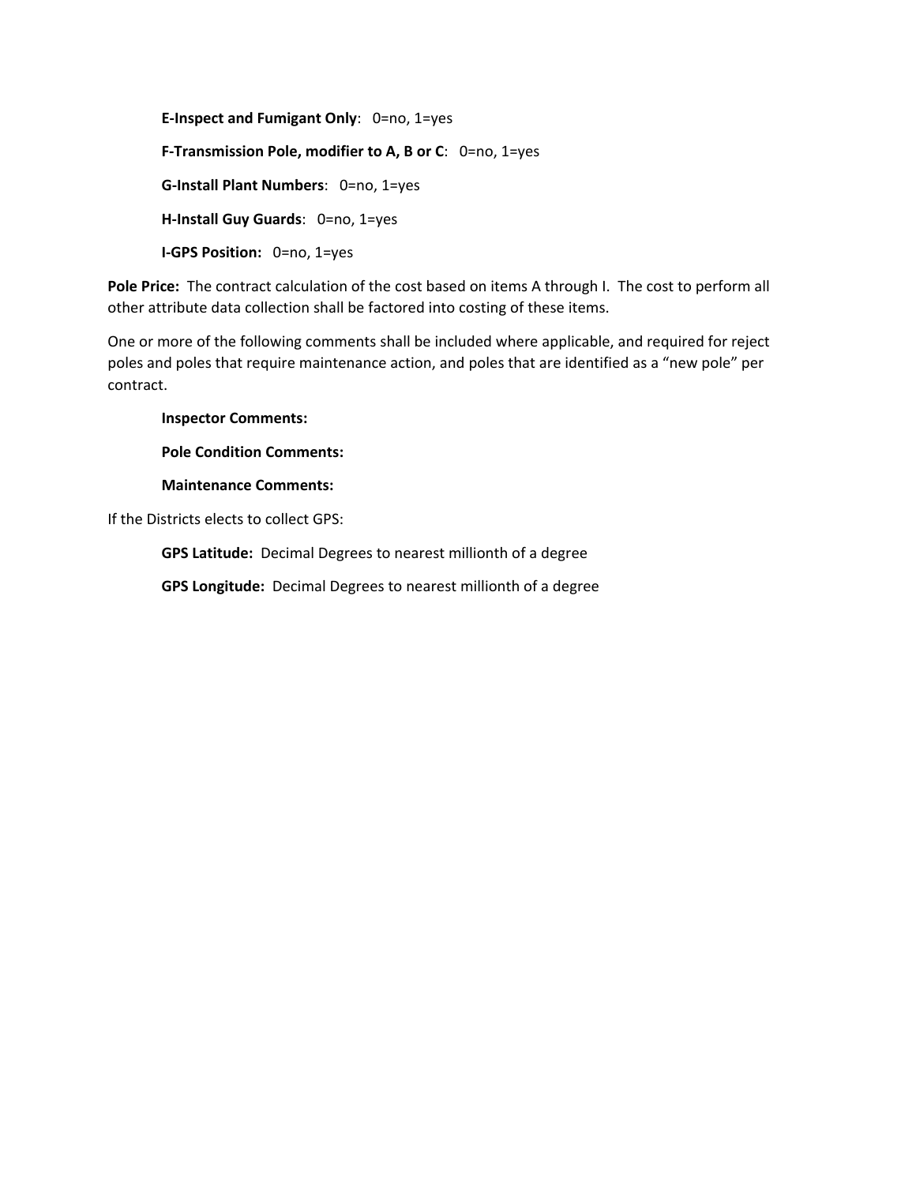**E-Inspect and Fumigant Only**:  0=no, 1=yes

**F-Transmission Pole, modifier to A, B or C**:  0=no, 1=yes

**G-Install Plant Numbers**:  0=no, 1=yes

**H-Install Guy Guards**:  0=no, 1=yes

**I-GPS Position:**  0=no, 1=yes

**Pole Price:** The contract calculation of the cost based on items A through I. The cost to perform all other attribute data collection shall be factored into costing of these items.

One or more of the following comments shall be included where applicable, and required for reject poles and poles that require maintenance action, and poles that are identified as a "new pole" per contract.

**Inspector Comments:**

**Pole Condition Comments:**

**Maintenance Comments:**

If the Districts elects to collect GPS:

**GPS Latitude:** Decimal Degrees to nearest millionth of a degree

**GPS Longitude:** Decimal Degrees to nearest millionth of a degree